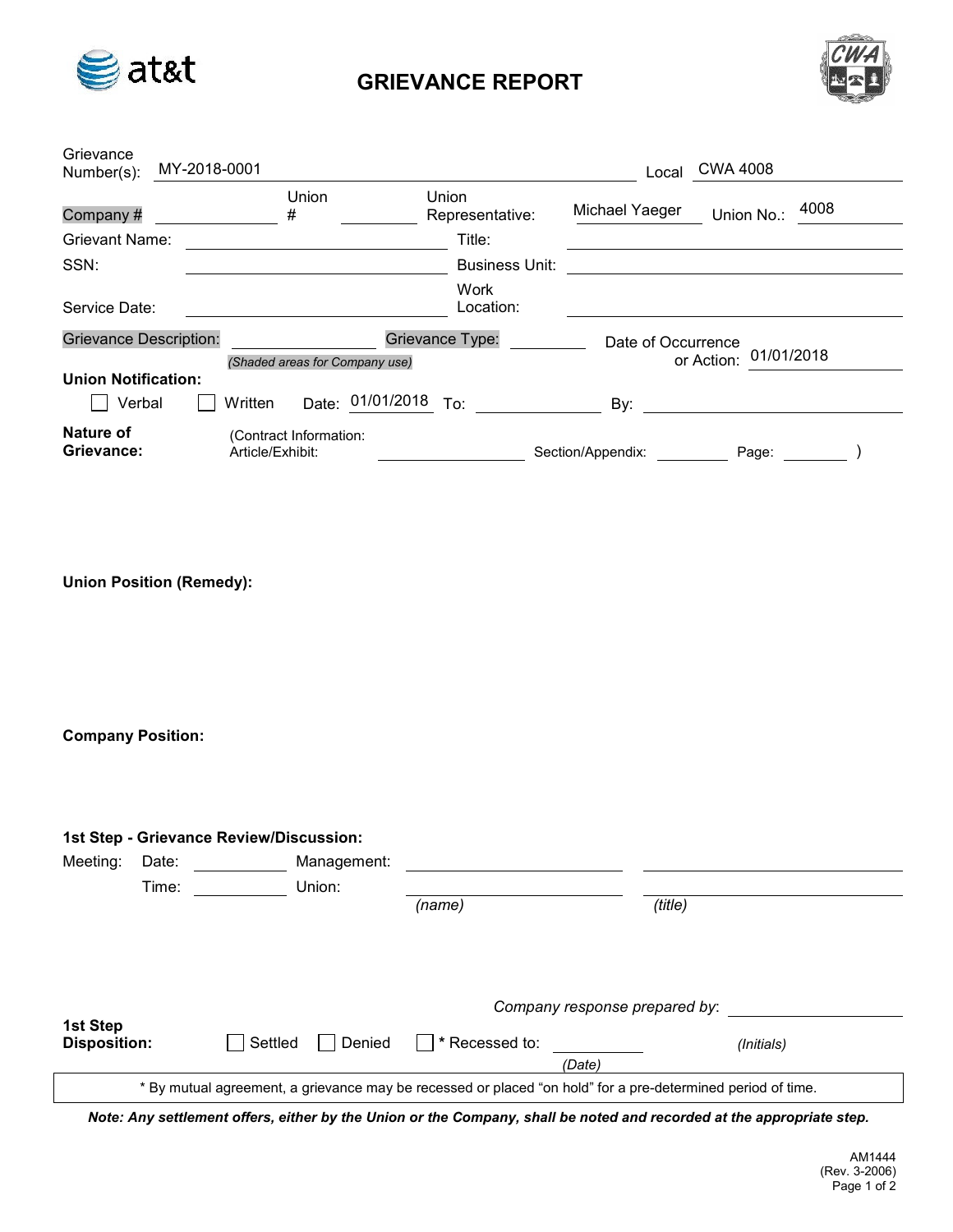# GRIEVANCE REPORT

Grievance Number(s): MY-2018-0001 Local CWA 4008

Company # ______ Union # ______ Union Representative: Michael Yaeger Union No.: 4008

Grievant Name: ______ Title: ______

SSN: ______ Business Unit: ______

Service Date: ______ Work Location: ______

Grievance Description: ______ Grievance Type: ______ Date of Occurrence or Action: 01/01/2018

*(Shaded areas for Company use)*

**Union Notification:**

☐ Verbal ☐ Written Date: 01/01/2018 To: ______ By: ______

**Nature of Grievance:** (Contract Information: Article/Exhibit: ______ Section/Appendix: ______ Page: ______ )

**Union Position (Remedy):**

**Company Position:**

**1st Step - Grievance Review/Discussion:**

Meeting: Date: ______ Management: ______ ______

Time: ______ Union: ______ ______

*(name)* *(title)*

*Company response prepared by*: ______

**1st Step Disposition:** ☐ Settled ☐ Denied ☐ * Recessed to: ______ *(Date)* *(Initials)*

* By mutual agreement, a grievance may be recessed or placed "on hold" for a pre-determined period of time.

***Note: Any settlement offers, either by the Union or the Company, shall be noted and recorded at the appropriate step.***

AM1444
(Rev. 3-2006)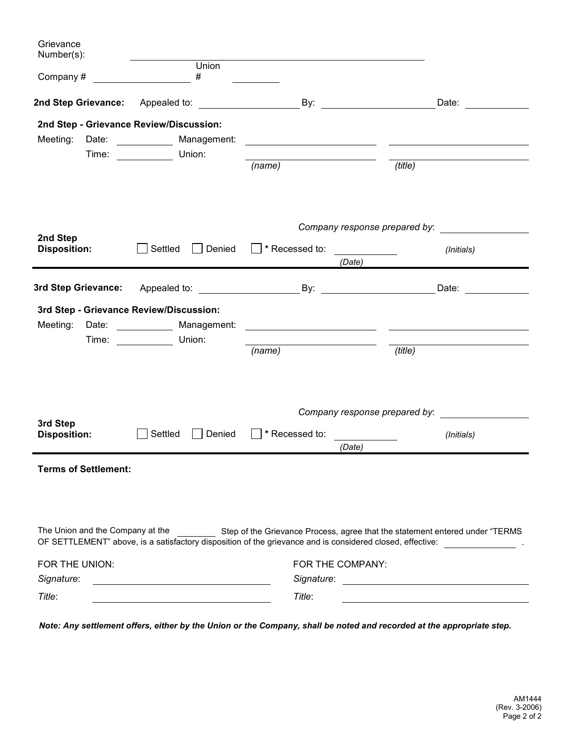Grievance Number(s): ______________________________

Company # ______________ Union # ________

**2nd Step Grievance:** Appealed to: ______________ By: ______________ Date: __________

**2nd Step - Grievance Review/Discussion:**

Meeting: Date: __________ Management: ______________________ ______________________

Time: __________ Union: ______________________ ______________________

*(name)* *(title)*

*Company response prepared by*: ______________

**2nd Step Disposition:** ☐ Settled ☐ Denied ☐ * Recessed to: __________ *(Date)* *(Initials)*

---

**3rd Step Grievance:** Appealed to: ______________ By: ______________ Date: __________

**3rd Step - Grievance Review/Discussion:**

Meeting: Date: __________ Management: ______________________ ______________________

Time: __________ Union: ______________________ ______________________

*(name)* *(title)*

*Company response prepared by*: ______________

**3rd Step Disposition:** ☐ Settled ☐ Denied ☐ * Recessed to: __________ *(Date)* *(Initials)*

---

**Terms of Settlement:**

The Union and the Company at the ________ Step of the Grievance Process, agree that the statement entered under "TERMS OF SETTLEMENT" above, is a satisfactory disposition of the grievance and is considered closed, effective: ____________ .

FOR THE UNION:

*Signature*: ______________________________

*Title*: ______________________________

FOR THE COMPANY:

*Signature*: ______________________________

*Title*: ______________________________

***Note: Any settlement offers, either by the Union or the Company, shall be noted and recorded at the appropriate step.***

AM1444
(Rev. 3-2006)